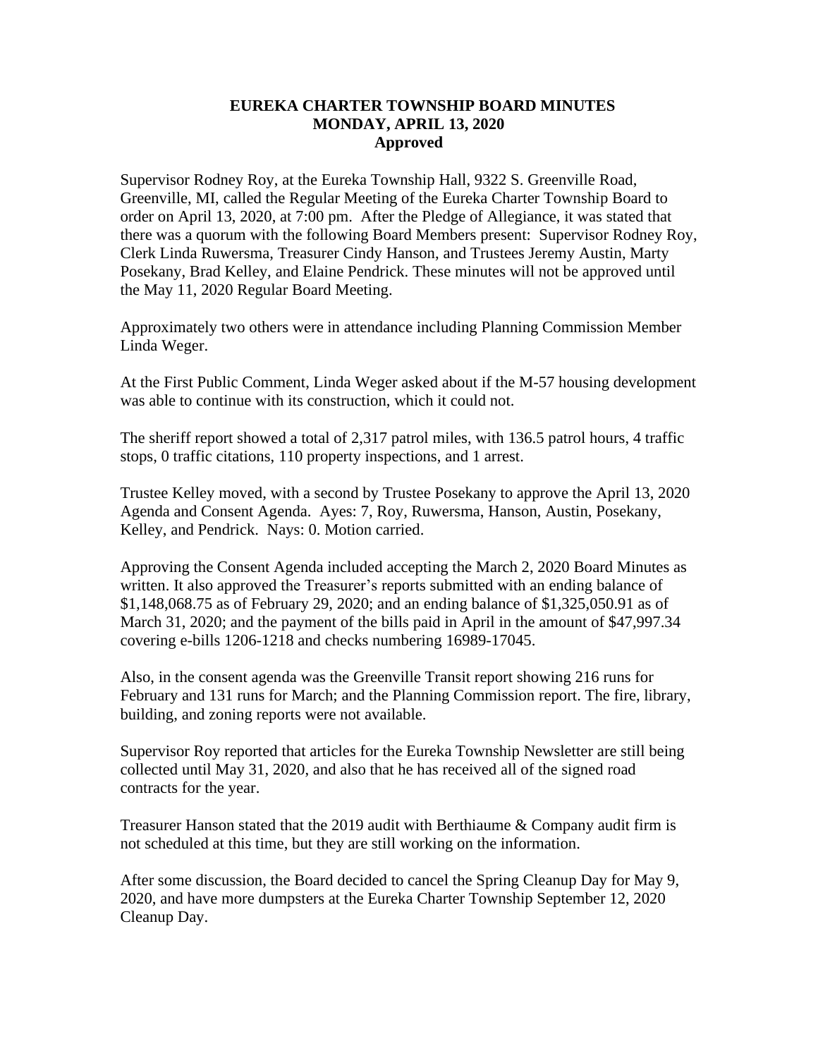# EUREKA CHARTER TOWNSHIP BOARD MINUTES
## MONDAY, APRIL 13, 2020
### Approved

Supervisor Rodney Roy, at the Eureka Township Hall, 9322 S. Greenville Road, Greenville, MI, called the Regular Meeting of the Eureka Charter Township Board to order on April 13, 2020, at 7:00 pm. After the Pledge of Allegiance, it was stated that there was a quorum with the following Board Members present: Supervisor Rodney Roy, Clerk Linda Ruwersma, Treasurer Cindy Hanson, and Trustees Jeremy Austin, Marty Posekany, Brad Kelley, and Elaine Pendrick. These minutes will not be approved until the May 11, 2020 Regular Board Meeting.

Approximately two others were in attendance including Planning Commission Member Linda Weger.

At the First Public Comment, Linda Weger asked about if the M-57 housing development was able to continue with its construction, which it could not.

The sheriff report showed a total of 2,317 patrol miles, with 136.5 patrol hours, 4 traffic stops, 0 traffic citations, 110 property inspections, and 1 arrest.

Trustee Kelley moved, with a second by Trustee Posekany to approve the April 13, 2020 Agenda and Consent Agenda. Ayes: 7, Roy, Ruwersma, Hanson, Austin, Posekany, Kelley, and Pendrick. Nays: 0. Motion carried.

Approving the Consent Agenda included accepting the March 2, 2020 Board Minutes as written. It also approved the Treasurer's reports submitted with an ending balance of $1,148,068.75 as of February 29, 2020; and an ending balance of $1,325,050.91 as of March 31, 2020; and the payment of the bills paid in April in the amount of $47,997.34 covering e-bills 1206-1218 and checks numbering 16989-17045.

Also, in the consent agenda was the Greenville Transit report showing 216 runs for February and 131 runs for March; and the Planning Commission report. The fire, library, building, and zoning reports were not available.

Supervisor Roy reported that articles for the Eureka Township Newsletter are still being collected until May 31, 2020, and also that he has received all of the signed road contracts for the year.

Treasurer Hanson stated that the 2019 audit with Berthiaume & Company audit firm is not scheduled at this time, but they are still working on the information.

After some discussion, the Board decided to cancel the Spring Cleanup Day for May 9, 2020, and have more dumpsters at the Eureka Charter Township September 12, 2020 Cleanup Day.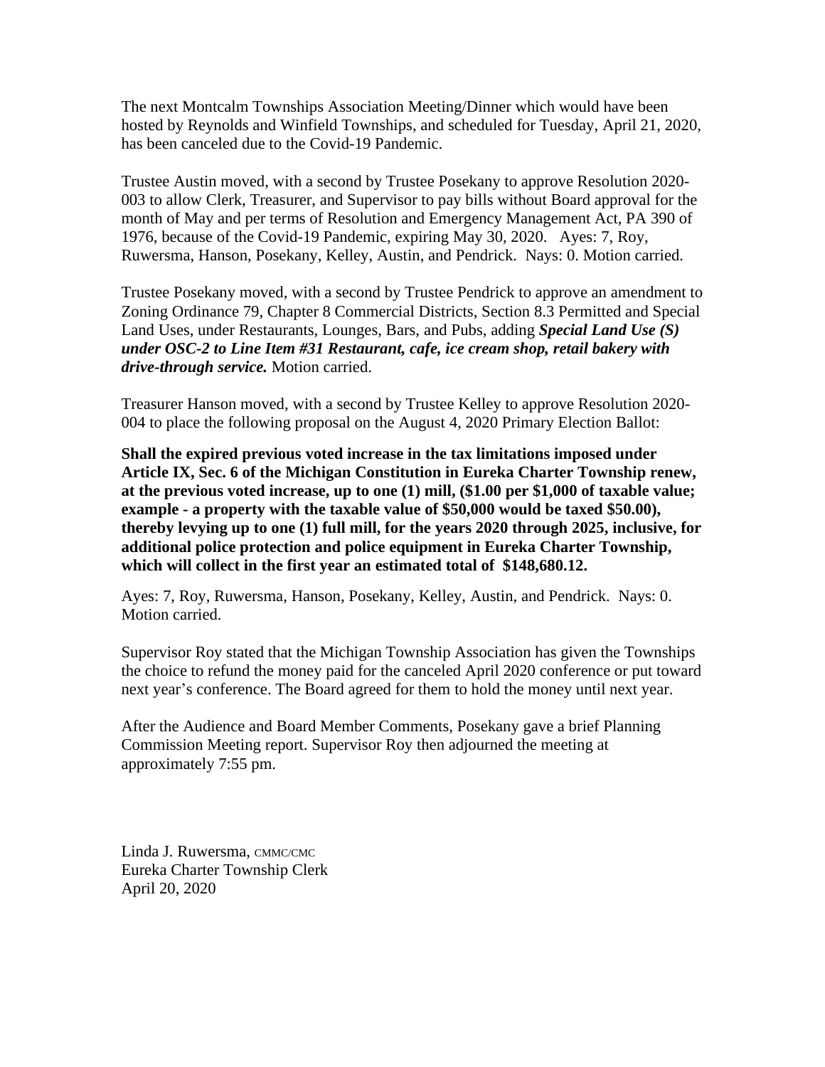The next Montcalm Townships Association Meeting/Dinner which would have been hosted by Reynolds and Winfield Townships, and scheduled for Tuesday, April 21, 2020, has been canceled due to the Covid-19 Pandemic.

Trustee Austin moved, with a second by Trustee Posekany to approve Resolution 2020-003 to allow Clerk, Treasurer, and Supervisor to pay bills without Board approval for the month of May and per terms of Resolution and Emergency Management Act, PA 390 of 1976, because of the Covid-19 Pandemic, expiring May 30, 2020. Ayes: 7, Roy, Ruwersma, Hanson, Posekany, Kelley, Austin, and Pendrick. Nays: 0. Motion carried.

Trustee Posekany moved, with a second by Trustee Pendrick to approve an amendment to Zoning Ordinance 79, Chapter 8 Commercial Districts, Section 8.3 Permitted and Special Land Uses, under Restaurants, Lounges, Bars, and Pubs, adding ***Special Land Use (S) under OSC-2 to Line Item #31 Restaurant, cafe, ice cream shop, retail bakery with drive-through service.*** Motion carried.

Treasurer Hanson moved, with a second by Trustee Kelley to approve Resolution 2020-004 to place the following proposal on the August 4, 2020 Primary Election Ballot:

**Shall the expired previous voted increase in the tax limitations imposed under Article IX, Sec. 6 of the Michigan Constitution in Eureka Charter Township renew, at the previous voted increase, up to one (1) mill, ($1.00 per $1,000 of taxable value; example - a property with the taxable value of $50,000 would be taxed $50.00), thereby levying up to one (1) full mill, for the years 2020 through 2025, inclusive, for additional police protection and police equipment in Eureka Charter Township, which will collect in the first year an estimated total of $148,680.12.**

Ayes: 7, Roy, Ruwersma, Hanson, Posekany, Kelley, Austin, and Pendrick. Nays: 0. Motion carried.

Supervisor Roy stated that the Michigan Township Association has given the Townships the choice to refund the money paid for the canceled April 2020 conference or put toward next year's conference. The Board agreed for them to hold the money until next year.

After the Audience and Board Member Comments, Posekany gave a brief Planning Commission Meeting report. Supervisor Roy then adjourned the meeting at approximately 7:55 pm.

Linda J. Ruwersma, CMMC/CMC
Eureka Charter Township Clerk
April 20, 2020